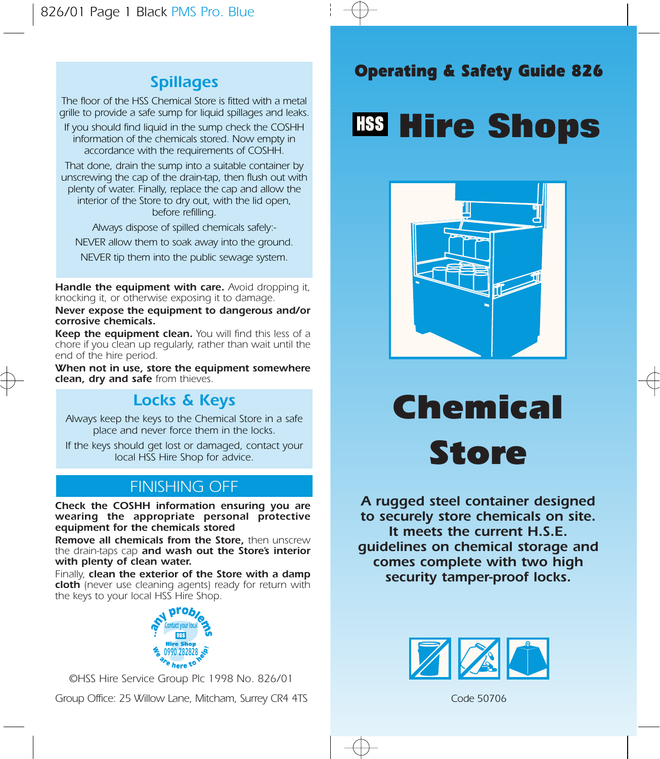## Spillages

The floor of the HSS Chemical Store is fitted with a metal grille to provide a safe sump for liquid spillages and leaks.

If you should find liquid in the sump check the COSHH information of the chemicals stored. Now empty in accordance with the requirements of COSHH.

That done, drain the sump into a suitable container by unscrewing the cap of the drain-tap, then flush out with plenty of water. Finally, replace the cap and allow the interior of the Store to dry out, with the lid open, before refilling.

Always dispose of spilled chemicals safely:-

NEVER allow them to soak away into the ground.

NEVER tip them into the public sewage system.

**Handle the equipment with care.** Avoid dropping it, knocking it, or otherwise exposing it to damage.

**Never expose the equipment to dangerous and/or corrosive chemicals.**

**Keep the equipment clean.** You will find this less of a chore if you clean up regularly, rather than wait until the end of the hire period.

**When not in use, store the equipment somewhere clean, dry and safe** from thieves.

## Locks & Keys

Always keep the keys to the Chemical Store in a safe place and never force them in the locks.

If the keys should get lost or damaged, contact your local HSS Hire Shop for advice.

## FINISHING OFF

**Check the COSHH information ensuring you are wearing the appropriate personal protective equipment for the chemicals stored**

**Remove all chemicals from the Store,** then unscrew the drain-taps cap **and wash out the Store's interior with plenty of clean water.**

Finally, **clean the exterior of the Store with a damp cloth** (never use cleaning agents) ready for return with the keys to your local HSS Hire Shop.

..any problems Contact your local HSS Hire Shop 0990 282828 We are here to help!

©HSS Hire Service Group Plc 1998 No. 826/01

Group Office: 25 Willow Lane, Mitcham, Surrey CR4 4TS

# Operating & Safety Guide 826

# HSS Hire Shops

# Chemical Store

***A rugged steel container designed to securely store chemicals on site. It meets the current H.S.E. guidelines on chemical storage and comes complete with two high security tamper-proof locks.***

Code 50706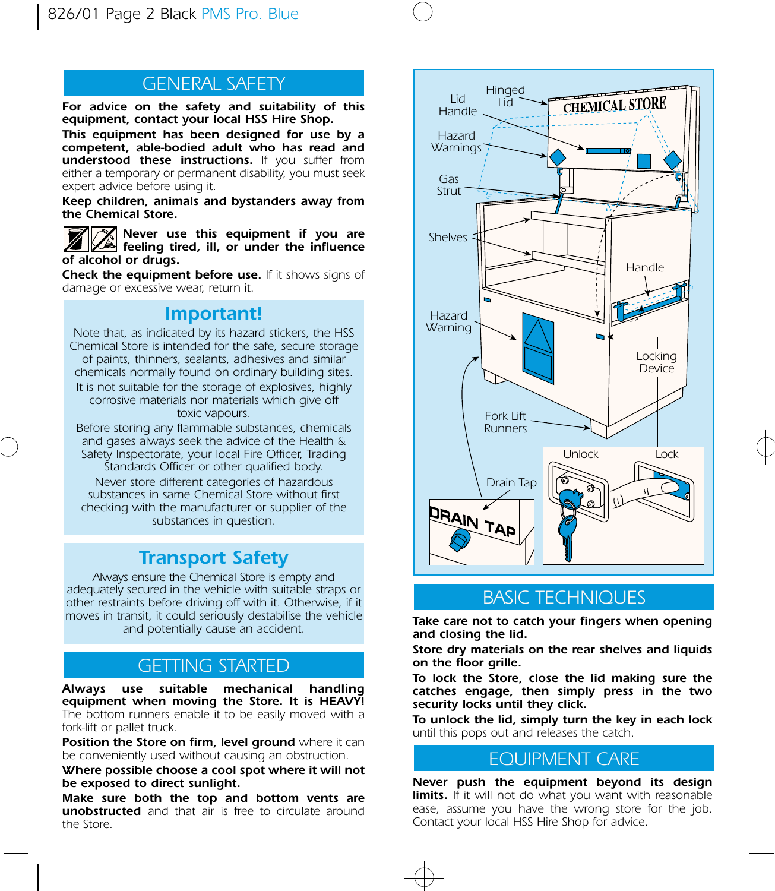## GENERAL SAFETY

**For advice on the safety and suitability of this equipment, contact your local HSS Hire Shop.**

**This equipment has been designed for use by a competent, able-bodied adult who has read and understood these instructions.** If you suffer from either a temporary or permanent disability, you must seek expert advice before using it.

**Keep children, animals and bystanders away from the Chemical Store.**

**Never use this equipment if you are feeling tired, ill, or under the influence of alcohol or drugs.**

**Check the equipment before use.** If it shows signs of damage or excessive wear, return it.

### Important!

Note that, as indicated by its hazard stickers, the HSS Chemical Store is intended for the safe, secure storage of paints, thinners, sealants, adhesives and similar chemicals normally found on ordinary building sites.

It is not suitable for the storage of explosives, highly corrosive materials nor materials which give off toxic vapours.

Before storing any flammable substances, chemicals and gases always seek the advice of the Health & Safety Inspectorate, your local Fire Officer, Trading Standards Officer or other qualified body.

Never store different categories of hazardous substances in same Chemical Store without first checking with the manufacturer or supplier of the substances in question.

### Transport Safety

Always ensure the Chemical Store is empty and adequately secured in the vehicle with suitable straps or other restraints before driving off with it. Otherwise, if it moves in transit, it could seriously destabilise the vehicle and potentially cause an accident.

## GETTING STARTED

**Always use suitable mechanical handling equipment when moving the Store. It is HEAVY!** The bottom runners enable it to be easily moved with a fork-lift or pallet truck.

**Position the Store on firm, level ground** where it can be conveniently used without causing an obstruction.

**Where possible choose a cool spot where it will not be exposed to direct sunlight.**

**Make sure both the top and bottom vents are unobstructed** and that air is free to circulate around the Store.

Hinged Lid
Lid Handle
CHEMICAL STORE
Hazard Warnings
Gas Strut
Shelves
Handle
Hazard Warning
Locking Device
Fork Lift Runners
Unlock
Lock
Drain Tap
DRAIN TAP

## BASIC TECHNIQUES

**Take care not to catch your fingers when opening and closing the lid.**

**Store dry materials on the rear shelves and liquids on the floor grille.**

**To lock the Store, close the lid making sure the catches engage, then simply press in the two security locks until they click.**

**To unlock the lid, simply turn the key in each lock** until this pops out and releases the catch.

## EQUIPMENT CARE

**Never push the equipment beyond its design limits.** If it will not do what you want with reasonable ease, assume you have the wrong store for the job. Contact your local HSS Hire Shop for advice.